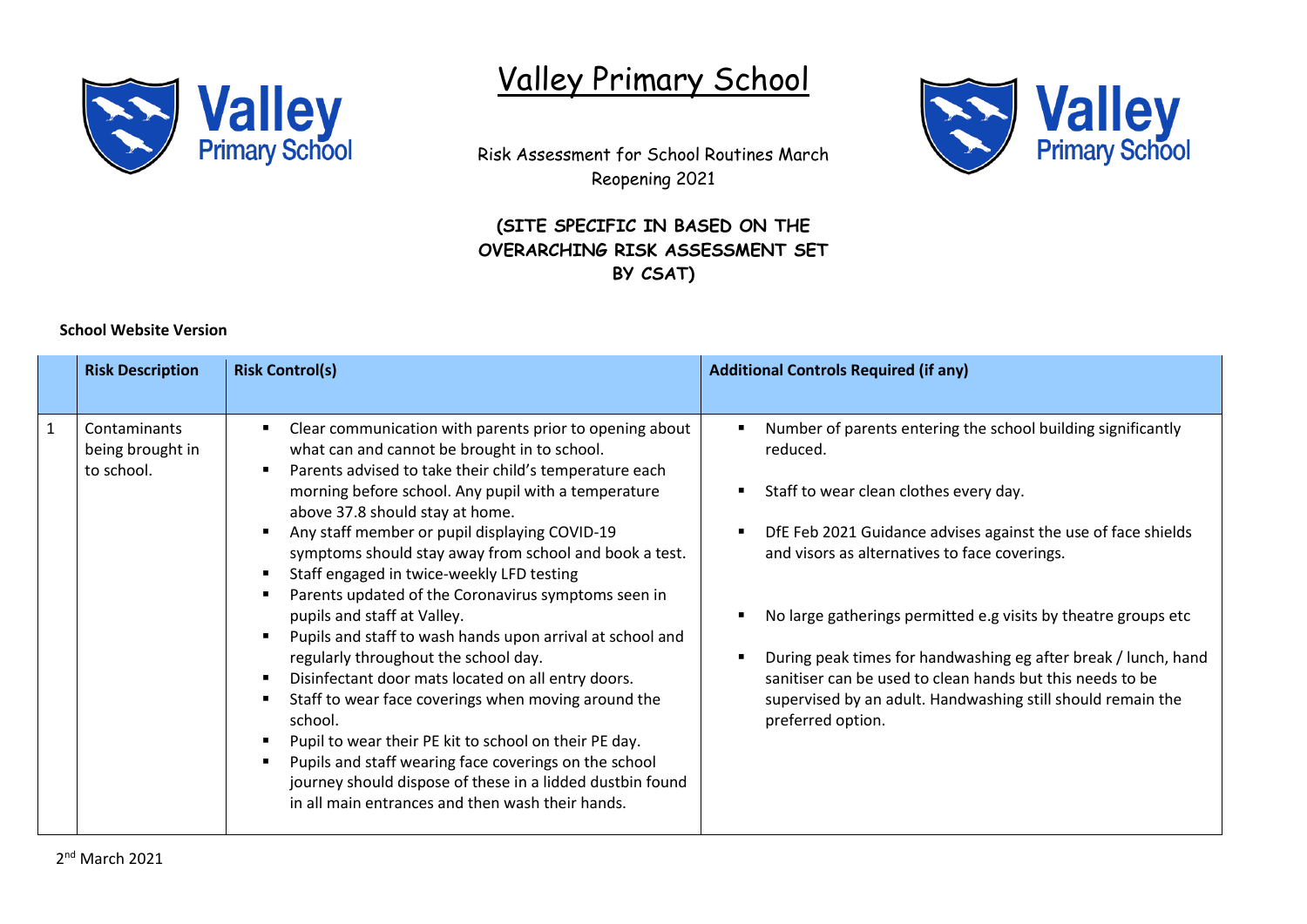# Valley Primary School

Risk Assessment for School Routines March Reopening 2021

**(SITE SPECIFIC IN BASED ON THE OVERARCHING RISK ASSESSMENT SET BY CSAT)**

**School Website Version**

| | **Risk Description** | **Risk Control(s)** | **Additional Controls Required (if any)** |
|---|---|---|---|
| 1 | Contaminants being brought in to school. | ▪ Clear communication with parents prior to opening about what can and cannot be brought in to school.<br>▪ Parents advised to take their child's temperature each morning before school. Any pupil with a temperature above 37.8 should stay at home.<br>▪ Any staff member or pupil displaying COVID-19 symptoms should stay away from school and book a test.<br>▪ Staff engaged in twice-weekly LFD testing<br>▪ Parents updated of the Coronavirus symptoms seen in pupils and staff at Valley.<br>▪ Pupils and staff to wash hands upon arrival at school and regularly throughout the school day.<br>▪ Disinfectant door mats located on all entry doors.<br>▪ Staff to wear face coverings when moving around the school.<br>▪ Pupil to wear their PE kit to school on their PE day.<br>▪ Pupils and staff wearing face coverings on the school journey should dispose of these in a lidded dustbin found in all main entrances and then wash their hands. | ▪ Number of parents entering the school building significantly reduced.<br>▪ Staff to wear clean clothes every day.<br>▪ DfE Feb 2021 Guidance advises against the use of face shields and visors as alternatives to face coverings.<br>▪ No large gatherings permitted e.g visits by theatre groups etc<br>▪ During peak times for handwashing eg after break / lunch, hand sanitiser can be used to clean hands but this needs to be supervised by an adult. Handwashing still should remain the preferred option. |

2nd March 2021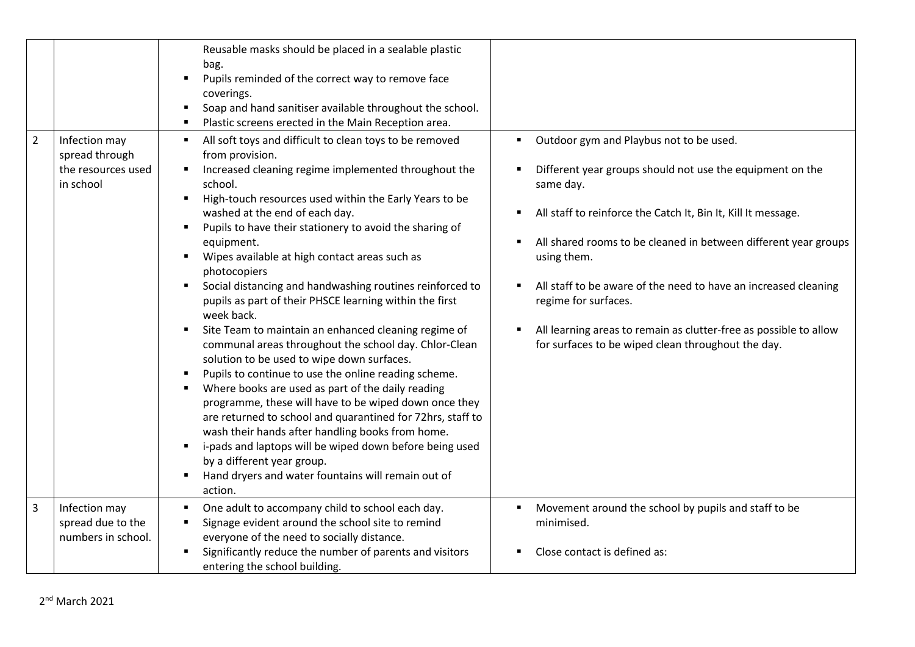| | | | |
|---|---|---|---|
| | | Reusable masks should be placed in a sealable plastic bag.<br>▪ Pupils reminded of the correct way to remove face coverings.<br>▪ Soap and hand sanitiser available throughout the school.<br>▪ Plastic screens erected in the Main Reception area. | |
| 2 | Infection may spread through the resources used in school | ▪ All soft toys and difficult to clean toys to be removed from provision.<br>▪ Increased cleaning regime implemented throughout the school.<br>▪ High-touch resources used within the Early Years to be washed at the end of each day.<br>▪ Pupils to have their stationery to avoid the sharing of equipment.<br>▪ Wipes available at high contact areas such as photocopiers<br>▪ Social distancing and handwashing routines reinforced to pupils as part of their PHSCE learning within the first week back.<br>▪ Site Team to maintain an enhanced cleaning regime of communal areas throughout the school day. Chlor-Clean solution to be used to wipe down surfaces.<br>▪ Pupils to continue to use the online reading scheme.<br>▪ Where books are used as part of the daily reading programme, these will have to be wiped down once they are returned to school and quarantined for 72hrs, staff to wash their hands after handling books from home.<br>▪ i-pads and laptops will be wiped down before being used by a different year group.<br>▪ Hand dryers and water fountains will remain out of action. | ▪ Outdoor gym and Playbus not to be used.<br>▪ Different year groups should not use the equipment on the same day.<br>▪ All staff to reinforce the Catch It, Bin It, Kill It message.<br>▪ All shared rooms to be cleaned in between different year groups using them.<br>▪ All staff to be aware of the need to have an increased cleaning regime for surfaces.<br>▪ All learning areas to remain as clutter-free as possible to allow for surfaces to be wiped clean throughout the day. |
| 3 | Infection may spread due to the numbers in school. | ▪ One adult to accompany child to school each day.<br>▪ Signage evident around the school site to remind everyone of the need to socially distance.<br>▪ Significantly reduce the number of parents and visitors entering the school building. | ▪ Movement around the school by pupils and staff to be minimised.<br>▪ Close contact is defined as: |

2nd March 2021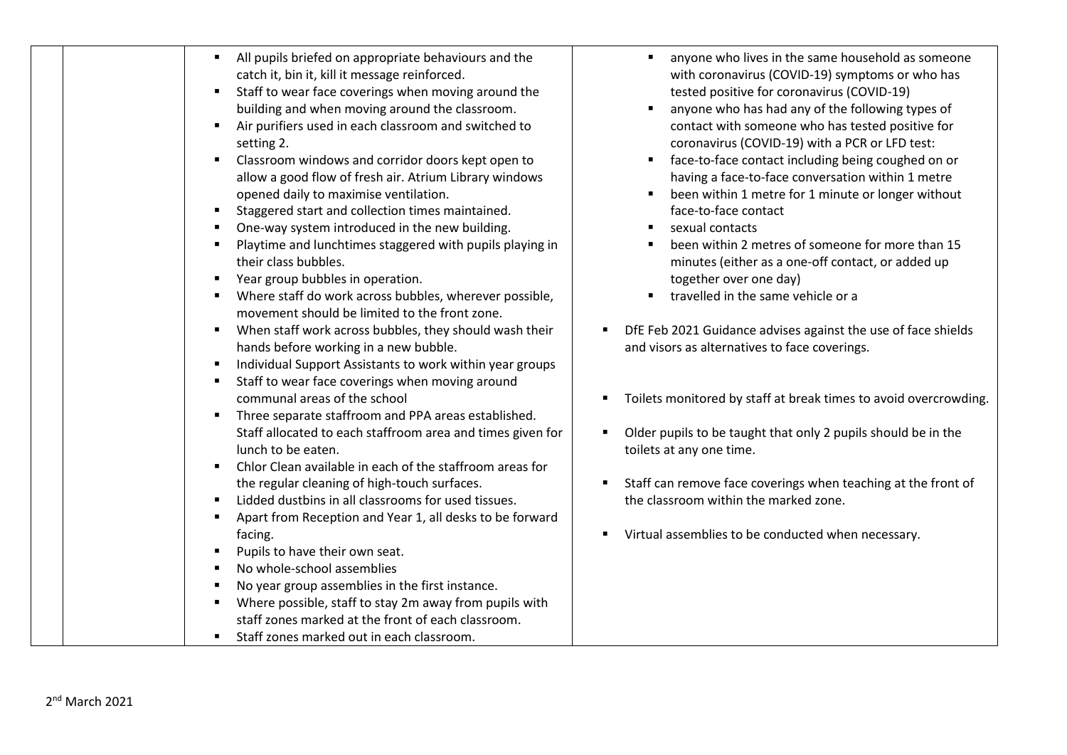| | | | |
|---|---|---|---|
| | | ▪ All pupils briefed on appropriate behaviours and the catch it, bin it, kill it message reinforced.<br>▪ Staff to wear face coverings when moving around the building and when moving around the classroom.<br>▪ Air purifiers used in each classroom and switched to setting 2.<br>▪ Classroom windows and corridor doors kept open to allow a good flow of fresh air. Atrium Library windows opened daily to maximise ventilation.<br>▪ Staggered start and collection times maintained.<br>▪ One-way system introduced in the new building.<br>▪ Playtime and lunchtimes staggered with pupils playing in their class bubbles.<br>▪ Year group bubbles in operation.<br>▪ Where staff do work across bubbles, wherever possible, movement should be limited to the front zone.<br>▪ When staff work across bubbles, they should wash their hands before working in a new bubble.<br>▪ Individual Support Assistants to work within year groups<br>▪ Staff to wear face coverings when moving around communal areas of the school<br>▪ Three separate staffroom and PPA areas established. Staff allocated to each staffroom area and times given for lunch to be eaten.<br>▪ Chlor Clean available in each of the staffroom areas for the regular cleaning of high-touch surfaces.<br>▪ Lidded dustbins in all classrooms for used tissues.<br>▪ Apart from Reception and Year 1, all desks to be forward facing.<br>▪ Pupils to have their own seat.<br>▪ No whole-school assemblies<br>▪ No year group assemblies in the first instance.<br>▪ Where possible, staff to stay 2m away from pupils with staff zones marked at the front of each classroom.<br>▪ Staff zones marked out in each classroom. | ▪ anyone who lives in the same household as someone with coronavirus (COVID-19) symptoms or who has tested positive for coronavirus (COVID-19)<br>▪ anyone who has had any of the following types of contact with someone who has tested positive for coronavirus (COVID-19) with a PCR or LFD test:<br>▪ face-to-face contact including being coughed on or having a face-to-face conversation within 1 metre<br>▪ been within 1 metre for 1 minute or longer without face-to-face contact<br>▪ sexual contacts<br>▪ been within 2 metres of someone for more than 15 minutes (either as a one-off contact, or added up together over one day)<br>▪ travelled in the same vehicle or a<br><br>▪ DfE Feb 2021 Guidance advises against the use of face shields and visors as alternatives to face coverings.<br><br>▪ Toilets monitored by staff at break times to avoid overcrowding.<br><br>▪ Older pupils to be taught that only 2 pupils should be in the toilets at any one time.<br><br>▪ Staff can remove face coverings when teaching at the front of the classroom within the marked zone.<br><br>▪ Virtual assemblies to be conducted when necessary. |

2nd March 2021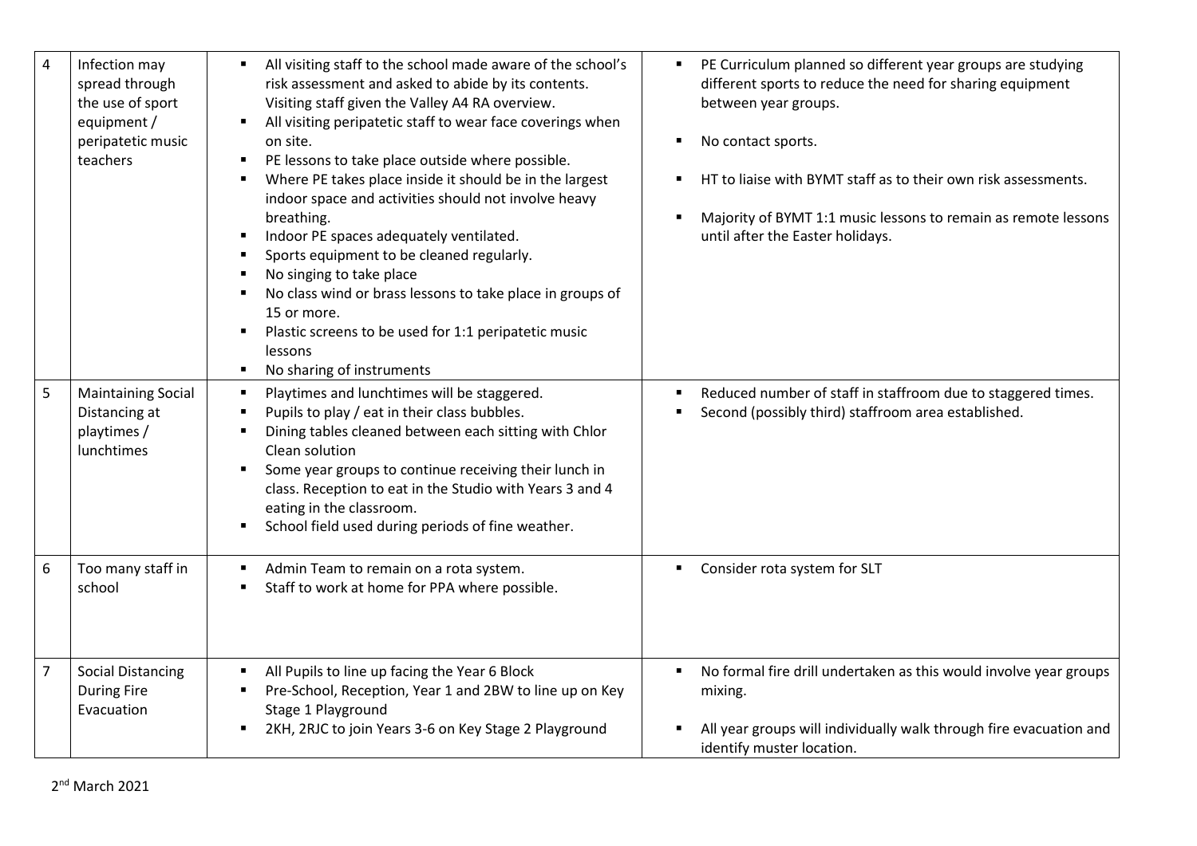| 4 | Infection may spread through the use of sport equipment / peripatetic music teachers | ▪ All visiting staff to the school made aware of the school's risk assessment and asked to abide by its contents. Visiting staff given the Valley A4 RA overview.<br>▪ All visiting peripatetic staff to wear face coverings when on site.<br>▪ PE lessons to take place outside where possible.<br>▪ Where PE takes place inside it should be in the largest indoor space and activities should not involve heavy breathing.<br>▪ Indoor PE spaces adequately ventilated.<br>▪ Sports equipment to be cleaned regularly.<br>▪ No singing to take place<br>▪ No class wind or brass lessons to take place in groups of 15 or more.<br>▪ Plastic screens to be used for 1:1 peripatetic music lessons<br>▪ No sharing of instruments | ▪ PE Curriculum planned so different year groups are studying different sports to reduce the need for sharing equipment between year groups.<br>▪ No contact sports.<br>▪ HT to liaise with BYMT staff as to their own risk assessments.<br>▪ Majority of BYMT 1:1 music lessons to remain as remote lessons until after the Easter holidays. |
|---|---|---|---|
| 5 | Maintaining Social Distancing at playtimes / lunchtimes | ▪ Playtimes and lunchtimes will be staggered.<br>▪ Pupils to play / eat in their class bubbles.<br>▪ Dining tables cleaned between each sitting with Chlor Clean solution<br>▪ Some year groups to continue receiving their lunch in class. Reception to eat in the Studio with Years 3 and 4 eating in the classroom.<br>▪ School field used during periods of fine weather. | ▪ Reduced number of staff in staffroom due to staggered times.<br>▪ Second (possibly third) staffroom area established. |
| 6 | Too many staff in school | ▪ Admin Team to remain on a rota system.<br>▪ Staff to work at home for PPA where possible. | ▪ Consider rota system for SLT |
| 7 | Social Distancing During Fire Evacuation | ▪ All Pupils to line up facing the Year 6 Block<br>▪ Pre-School, Reception, Year 1 and 2BW to line up on Key Stage 1 Playground<br>▪ 2KH, 2RJC to join Years 3-6 on Key Stage 2 Playground | ▪ No formal fire drill undertaken as this would involve year groups mixing.<br>▪ All year groups will individually walk through fire evacuation and identify muster location. |

2nd March 2021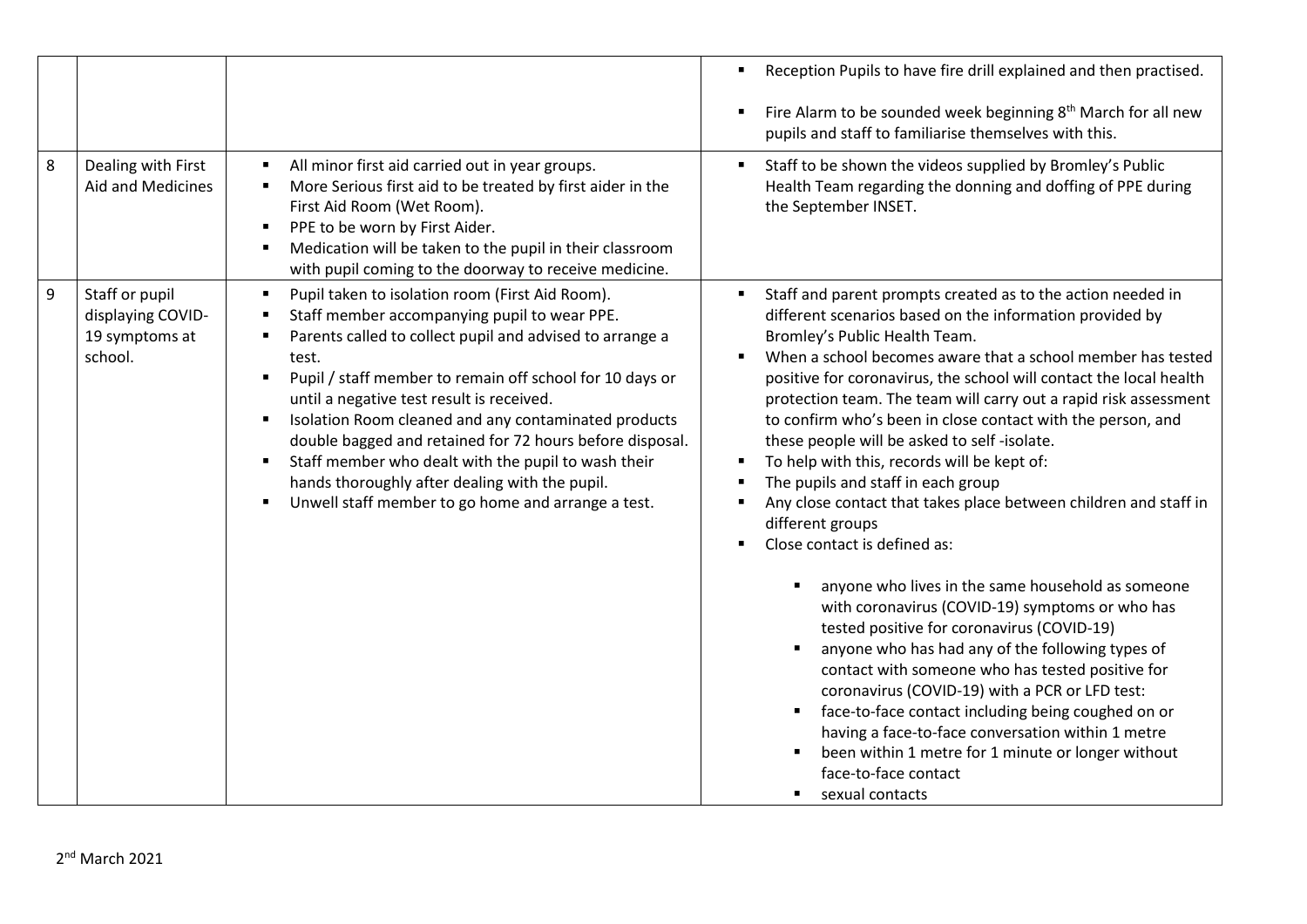| | | | |
|---|---|---|---|
| | | | ▪ Reception Pupils to have fire drill explained and then practised.<br>▪ Fire Alarm to be sounded week beginning 8th March for all new pupils and staff to familiarise themselves with this. |
| 8 | Dealing with First Aid and Medicines | ▪ All minor first aid carried out in year groups.<br>▪ More Serious first aid to be treated by first aider in the First Aid Room (Wet Room).<br>▪ PPE to be worn by First Aider.<br>▪ Medication will be taken to the pupil in their classroom with pupil coming to the doorway to receive medicine. | ▪ Staff to be shown the videos supplied by Bromley's Public Health Team regarding the donning and doffing of PPE during the September INSET. |
| 9 | Staff or pupil displaying COVID-19 symptoms at school. | ▪ Pupil taken to isolation room (First Aid Room).<br>▪ Staff member accompanying pupil to wear PPE.<br>▪ Parents called to collect pupil and advised to arrange a test.<br>▪ Pupil / staff member to remain off school for 10 days or until a negative test result is received.<br>▪ Isolation Room cleaned and any contaminated products double bagged and retained for 72 hours before disposal.<br>▪ Staff member who dealt with the pupil to wash their hands thoroughly after dealing with the pupil.<br>▪ Unwell staff member to go home and arrange a test. | ▪ Staff and parent prompts created as to the action needed in different scenarios based on the information provided by Bromley's Public Health Team.<br>▪ When a school becomes aware that a school member has tested positive for coronavirus, the school will contact the local health protection team. The team will carry out a rapid risk assessment to confirm who's been in close contact with the person, and these people will be asked to self -isolate.<br>▪ To help with this, records will be kept of:<br>▪ The pupils and staff in each group<br>▪ Any close contact that takes place between children and staff in different groups<br>▪ Close contact is defined as:<br>&nbsp;&nbsp;&nbsp;&nbsp;▪ anyone who lives in the same household as someone with coronavirus (COVID-19) symptoms or who has tested positive for coronavirus (COVID-19)<br>&nbsp;&nbsp;&nbsp;&nbsp;▪ anyone who has had any of the following types of contact with someone who has tested positive for coronavirus (COVID-19) with a PCR or LFD test:<br>&nbsp;&nbsp;&nbsp;&nbsp;▪ face-to-face contact including being coughed on or having a face-to-face conversation within 1 metre<br>&nbsp;&nbsp;&nbsp;&nbsp;▪ been within 1 metre for 1 minute or longer without face-to-face contact<br>&nbsp;&nbsp;&nbsp;&nbsp;▪ sexual contacts |

2nd March 2021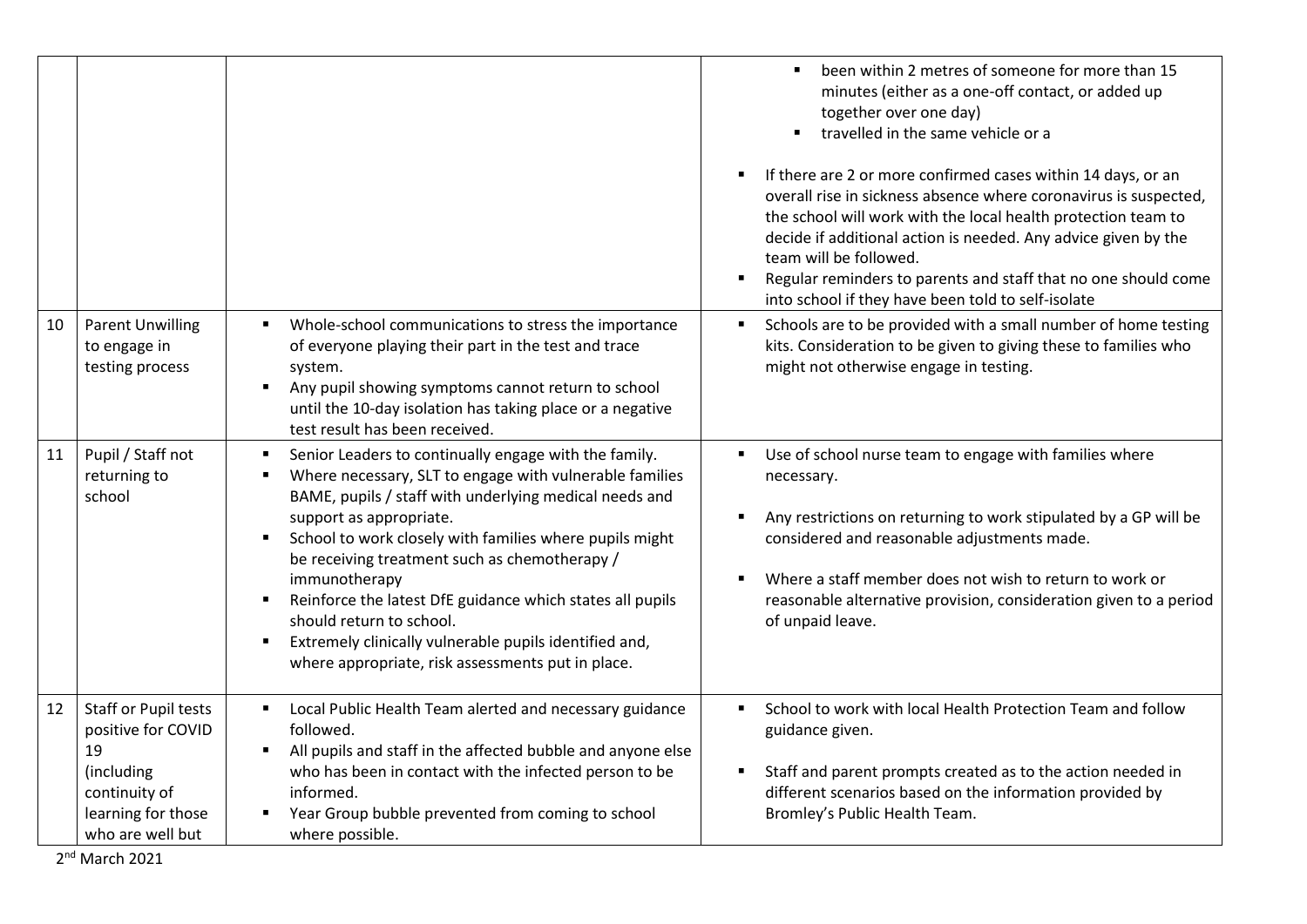| | | | |
|---|---|---|---|
| | | | ▪ been within 2 metres of someone for more than 15 minutes (either as a one-off contact, or added up together over one day)<br>▪ travelled in the same vehicle or a<br><br>▪ If there are 2 or more confirmed cases within 14 days, or an overall rise in sickness absence where coronavirus is suspected, the school will work with the local health protection team to decide if additional action is needed. Any advice given by the team will be followed.<br>▪ Regular reminders to parents and staff that no one should come into school if they have been told to self-isolate |
| 10 | Parent Unwilling to engage in testing process | ▪ Whole-school communications to stress the importance of everyone playing their part in the test and trace system.<br>▪ Any pupil showing symptoms cannot return to school until the 10-day isolation has taking place or a negative test result has been received. | ▪ Schools are to be provided with a small number of home testing kits. Consideration to be given to giving these to families who might not otherwise engage in testing. |
| 11 | Pupil / Staff not returning to school | ▪ Senior Leaders to continually engage with the family.<br>▪ Where necessary, SLT to engage with vulnerable families BAME, pupils / staff with underlying medical needs and support as appropriate.<br>▪ School to work closely with families where pupils might be receiving treatment such as chemotherapy / immunotherapy<br>▪ Reinforce the latest DfE guidance which states all pupils should return to school.<br>▪ Extremely clinically vulnerable pupils identified and, where appropriate, risk assessments put in place. | ▪ Use of school nurse team to engage with families where necessary.<br><br>▪ Any restrictions on returning to work stipulated by a GP will be considered and reasonable adjustments made.<br><br>▪ Where a staff member does not wish to return to work or reasonable alternative provision, consideration given to a period of unpaid leave. |
| 12 | Staff or Pupil tests positive for COVID 19 (including continuity of learning for those who are well but | ▪ Local Public Health Team alerted and necessary guidance followed.<br>▪ All pupils and staff in the affected bubble and anyone else who has been in contact with the infected person to be informed.<br>▪ Year Group bubble prevented from coming to school where possible. | ▪ School to work with local Health Protection Team and follow guidance given.<br><br>▪ Staff and parent prompts created as to the action needed in different scenarios based on the information provided by Bromley's Public Health Team. |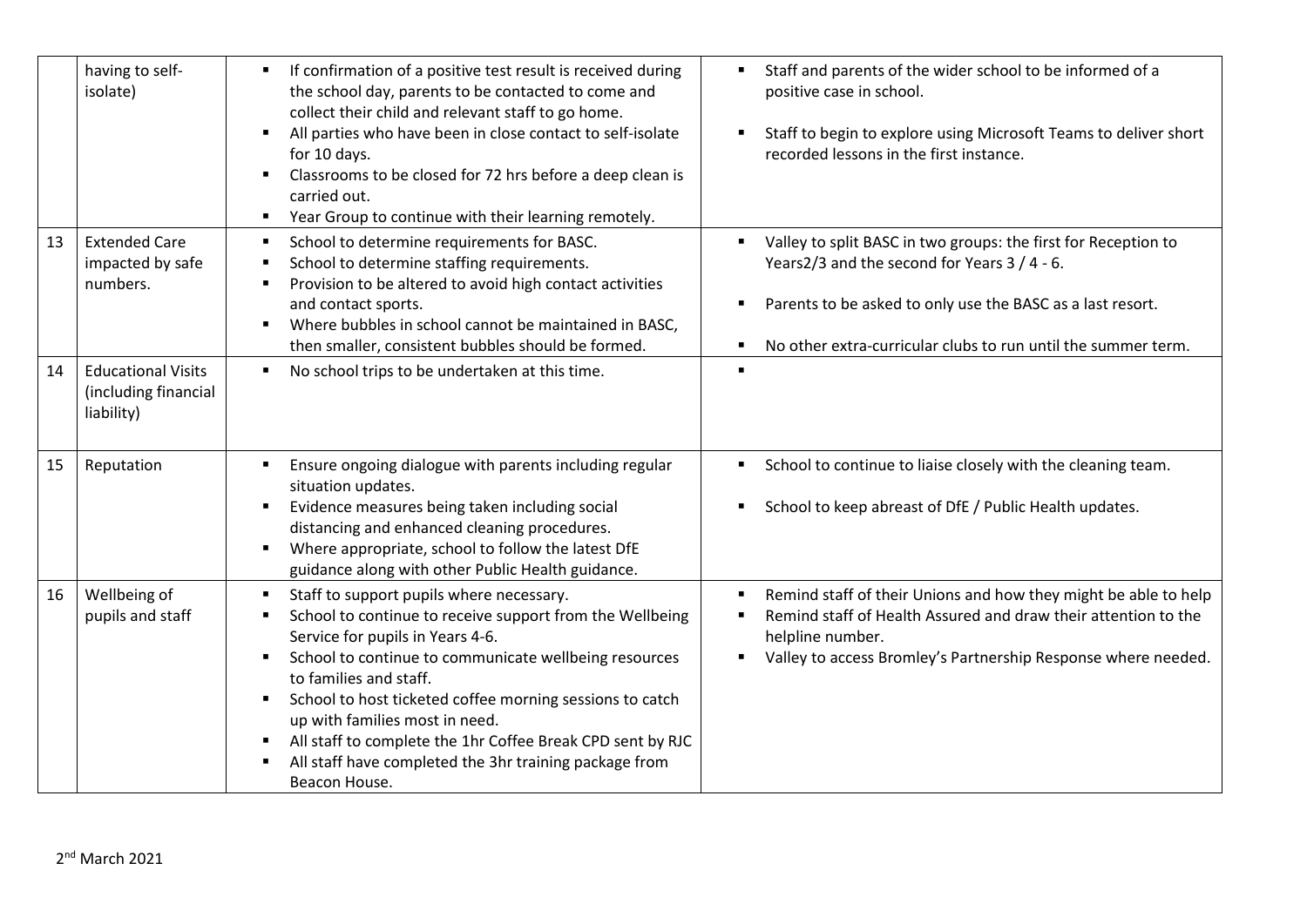| | | | |
|---|---|---|---|
| | having to self-isolate) | ▪ If confirmation of a positive test result is received during the school day, parents to be contacted to come and collect their child and relevant staff to go home.<br>▪ All parties who have been in close contact to self-isolate for 10 days.<br>▪ Classrooms to be closed for 72 hrs before a deep clean is carried out.<br>▪ Year Group to continue with their learning remotely. | ▪ Staff and parents of the wider school to be informed of a positive case in school.<br>▪ Staff to begin to explore using Microsoft Teams to deliver short recorded lessons in the first instance. |
| 13 | Extended Care impacted by safe numbers. | ▪ School to determine requirements for BASC.<br>▪ School to determine staffing requirements.<br>▪ Provision to be altered to avoid high contact activities and contact sports.<br>▪ Where bubbles in school cannot be maintained in BASC, then smaller, consistent bubbles should be formed. | ▪ Valley to split BASC in two groups: the first for Reception to Years2/3 and the second for Years 3 / 4 - 6.<br>▪ Parents to be asked to only use the BASC as a last resort.<br>▪ No other extra-curricular clubs to run until the summer term. |
| 14 | Educational Visits (including financial liability) | ▪ No school trips to be undertaken at this time. | ▪ |
| 15 | Reputation | ▪ Ensure ongoing dialogue with parents including regular situation updates.<br>▪ Evidence measures being taken including social distancing and enhanced cleaning procedures.<br>▪ Where appropriate, school to follow the latest DfE guidance along with other Public Health guidance. | ▪ School to continue to liaise closely with the cleaning team.<br>▪ School to keep abreast of DfE / Public Health updates. |
| 16 | Wellbeing of pupils and staff | ▪ Staff to support pupils where necessary.<br>▪ School to continue to receive support from the Wellbeing Service for pupils in Years 4-6.<br>▪ School to continue to communicate wellbeing resources to families and staff.<br>▪ School to host ticketed coffee morning sessions to catch up with families most in need.<br>▪ All staff to complete the 1hr Coffee Break CPD sent by RJC<br>▪ All staff have completed the 3hr training package from Beacon House. | ▪ Remind staff of their Unions and how they might be able to help<br>▪ Remind staff of Health Assured and draw their attention to the helpline number.<br>▪ Valley to access Bromley's Partnership Response where needed. |

2nd March 2021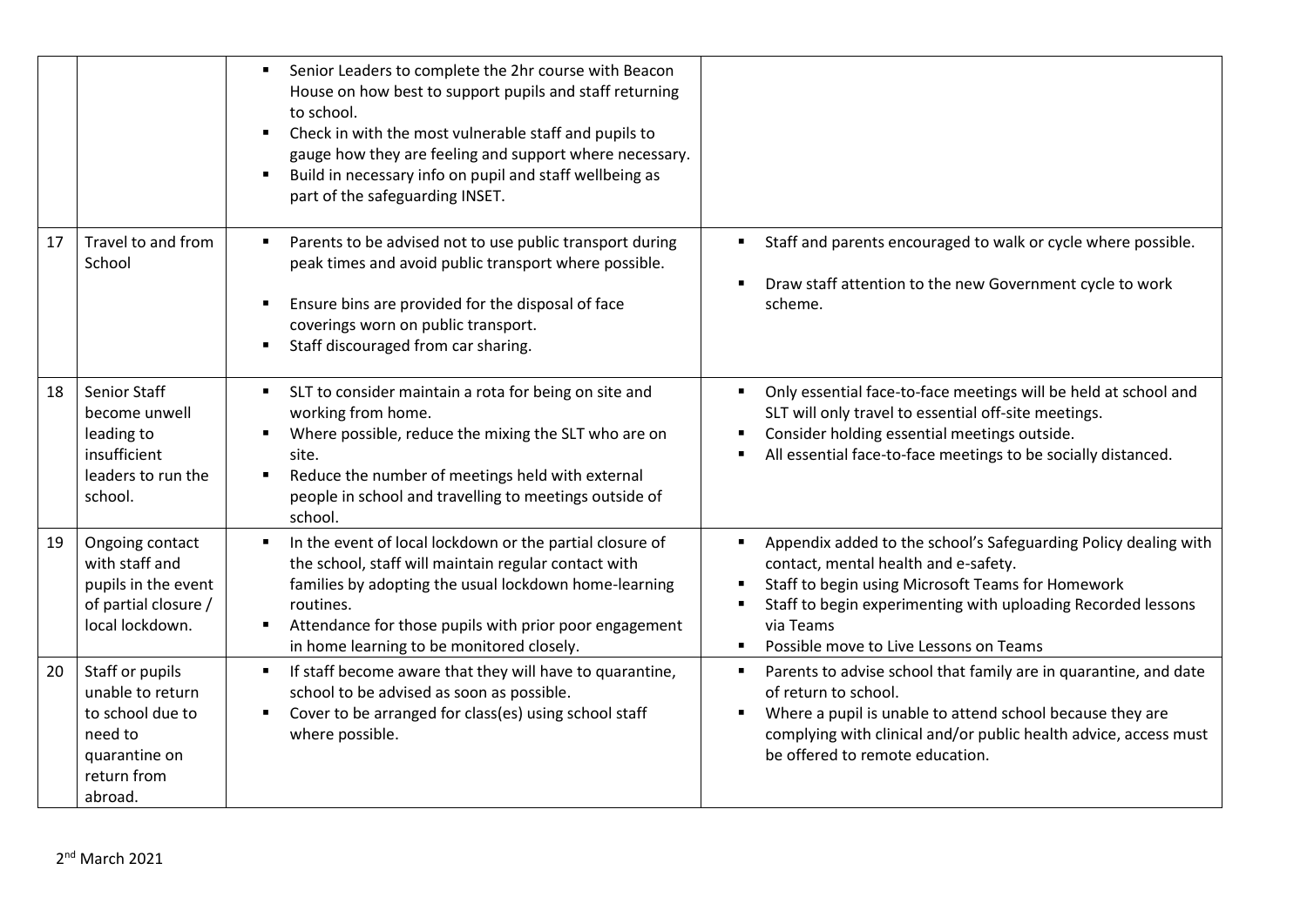| | | | |
|---|---|---|---|
| | | ▪ Senior Leaders to complete the 2hr course with Beacon House on how best to support pupils and staff returning to school.<br>▪ Check in with the most vulnerable staff and pupils to gauge how they are feeling and support where necessary.<br>▪ Build in necessary info on pupil and staff wellbeing as part of the safeguarding INSET. | |
| 17 | Travel to and from School | ▪ Parents to be advised not to use public transport during peak times and avoid public transport where possible.<br>▪ Ensure bins are provided for the disposal of face coverings worn on public transport.<br>▪ Staff discouraged from car sharing. | ▪ Staff and parents encouraged to walk or cycle where possible.<br>▪ Draw staff attention to the new Government cycle to work scheme. |
| 18 | Senior Staff become unwell leading to insufficient leaders to run the school. | ▪ SLT to consider maintain a rota for being on site and working from home.<br>▪ Where possible, reduce the mixing the SLT who are on site.<br>▪ Reduce the number of meetings held with external people in school and travelling to meetings outside of school. | ▪ Only essential face-to-face meetings will be held at school and SLT will only travel to essential off-site meetings.<br>▪ Consider holding essential meetings outside.<br>▪ All essential face-to-face meetings to be socially distanced. |
| 19 | Ongoing contact with staff and pupils in the event of partial closure / local lockdown. | ▪ In the event of local lockdown or the partial closure of the school, staff will maintain regular contact with families by adopting the usual lockdown home-learning routines.<br>▪ Attendance for those pupils with prior poor engagement in home learning to be monitored closely. | ▪ Appendix added to the school's Safeguarding Policy dealing with contact, mental health and e-safety.<br>▪ Staff to begin using Microsoft Teams for Homework<br>▪ Staff to begin experimenting with uploading Recorded lessons via Teams<br>▪ Possible move to Live Lessons on Teams |
| 20 | Staff or pupils unable to return to school due to need to quarantine on return from abroad. | ▪ If staff become aware that they will have to quarantine, school to be advised as soon as possible.<br>▪ Cover to be arranged for class(es) using school staff where possible. | ▪ Parents to advise school that family are in quarantine, and date of return to school.<br>▪ Where a pupil is unable to attend school because they are complying with clinical and/or public health advice, access must be offered to remote education. |

2nd March 2021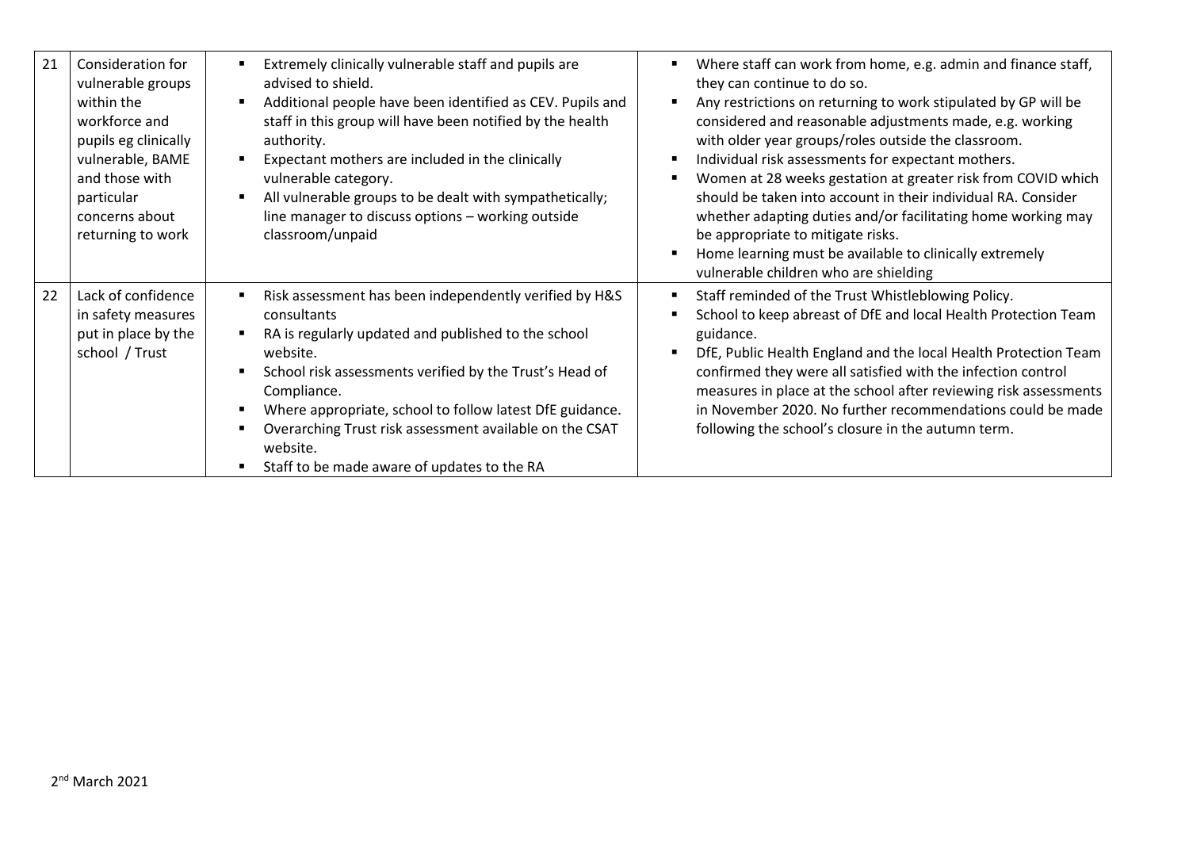| | | | |
|---|---|---|---|
| 21 | Consideration for vulnerable groups within the workforce and pupils eg clinically vulnerable, BAME and those with particular concerns about returning to work | ▪ Extremely clinically vulnerable staff and pupils are advised to shield.<br>▪ Additional people have been identified as CEV. Pupils and staff in this group will have been notified by the health authority.<br>▪ Expectant mothers are included in the clinically vulnerable category.<br>▪ All vulnerable groups to be dealt with sympathetically; line manager to discuss options – working outside classroom/unpaid | ▪ Where staff can work from home, e.g. admin and finance staff, they can continue to do so.<br>▪ Any restrictions on returning to work stipulated by GP will be considered and reasonable adjustments made, e.g. working with older year groups/roles outside the classroom.<br>▪ Individual risk assessments for expectant mothers.<br>▪ Women at 28 weeks gestation at greater risk from COVID which should be taken into account in their individual RA. Consider whether adapting duties and/or facilitating home working may be appropriate to mitigate risks.<br>▪ Home learning must be available to clinically extremely vulnerable children who are shielding |
| 22 | Lack of confidence in safety measures put in place by the school / Trust | ▪ Risk assessment has been independently verified by H&S consultants<br>▪ RA is regularly updated and published to the school website.<br>▪ School risk assessments verified by the Trust's Head of Compliance.<br>▪ Where appropriate, school to follow latest DfE guidance.<br>▪ Overarching Trust risk assessment available on the CSAT website.<br>▪ Staff to be made aware of updates to the RA | ▪ Staff reminded of the Trust Whistleblowing Policy.<br>▪ School to keep abreast of DfE and local Health Protection Team guidance.<br>▪ DfE, Public Health England and the local Health Protection Team confirmed they were all satisfied with the infection control measures in place at the school after reviewing risk assessments in November 2020. No further recommendations could be made following the school's closure in the autumn term. |